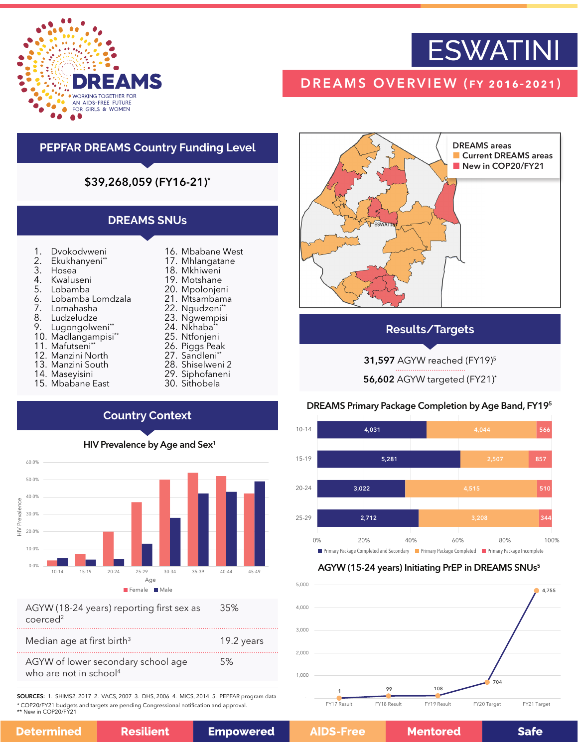# ESWATINI

## DREAMS OVERVIEW (FY 2016-2021)

DREAMS
WORKING TOGETHER FOR AN AIDS-FREE FUTURE FOR GIRLS & WOMEN

## PEPFAR DREAMS Country Funding Level

**$39,268,059 (FY16-21)***

## DREAMS SNUs

1. Dvokodvweni
2. Ekukhanyeni**
3. Hosea
4. Kwaluseni
5. Lobamba
6. Lobamba Lomdzala
7. Lomahasha
8. Ludzeludze
9. Lugongolweni**
10. Madlangampisi**
11. Mafutseni**
12. Manzini North
13. Manzini South
14. Maseyisini
15. Mbabane East
16. Mbabane West
17. Mhlangatane
18. Mkhiweni
19. Motshane
20. Mpolonjeni
21. Mtsambama
22. Ngudzeni**
23. Ngwempisi
24. Nkhaba**
25. Ntfonjeni
26. Piggs Peak
27. Sandleni**
28. Shiselweni 2
29. Siphofaneni
30. Sithobela

DREAMS areas
- Current DREAMS areas
- New in COP20/FY21

## Country Context

### HIV Prevalence by Age and Sex[1]

| Age | Female | Male |
|---|---|---|
| 10-14 | ~3% | ~4.5% |
| 15-19 | ~7% | ~4% |
| 20-24 | ~20% | ~4% |
| 25-29 | ~37% | ~13% |
| 30-34 | ~50% | ~28% |
| 35-39 | ~54% | ~42% |
| 40-44 | ~52% | ~43% |
| 45-49 | ~42% | ~49% |

| | |
|---|---|
| AGYW (18-24 years) reporting first sex as coerced[2] | 35% |
| Median age at first birth[3] | 19.2 years |
| AGYW of lower secondary school age who are not in school[4] | 5% |

## Results/Targets

**31,597** AGYW reached (FY19)[5]

**56,602** AGYW targeted (FY21)*

### DREAMS Primary Package Completion by Age Band, FY19[5]

| Age Band | Primary Package Completed and Secondary | Primary Package Completed | Primary Package Incomplete |
|---|---|---|---|
| 10-14 | 4,031 | 4,044 | 566 |
| 15-19 | 5,281 | 2,507 | 857 |
| 20-24 | 3,022 | 4,515 | 510 |
| 25-29 | 2,712 | 3,208 | 344 |

### AGYW (15-24 years) Initiating PrEP in DREAMS SNUs[5]

| | FY17 Result | FY18 Result | FY19 Result | FY20 Target | FY21 Target |
|---|---|---|---|---|---|
| AGYW initiating PrEP | 1 | 99 | 108 | 704 | 4,755 |

SOURCES: 1. SHIMS2, 2017 2. VACS, 2007 3. DHS, 2006 4. MICS, 2014 5. PEPFAR program data
* COP20/FY21 budgets and targets are pending Congressional notification and approval.
** New in COP20/FY21

Determined | Resilient | Empowered | AIDS-Free | Mentored | Safe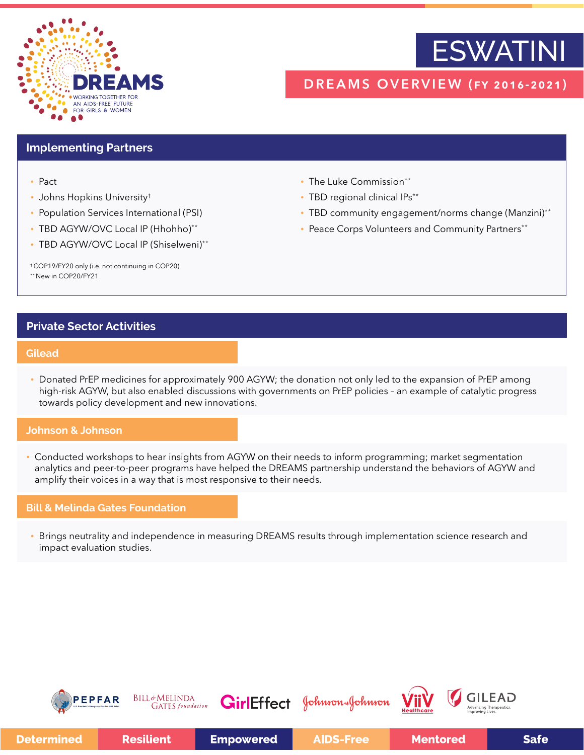# ESWATINI

## DREAMS OVERVIEW (FY 2016-2021)

DREAMS
WORKING TOGETHER FOR AN AIDS-FREE FUTURE FOR GIRLS & WOMEN

## Implementing Partners

- Pact
- Johns Hopkins University†
- Population Services International (PSI)
- TBD AGYW/OVC Local IP (Hhohho)**
- TBD AGYW/OVC Local IP (Shiselweni)**
- The Luke Commission**
- TBD regional clinical IPs**
- TBD community engagement/norms change (Manzini)**
- Peace Corps Volunteers and Community Partners**

† COP19/FY20 only (i.e. not continuing in COP20)
** New in COP20/FY21

## Private Sector Activities

### Gilead

- Donated PrEP medicines for approximately 900 AGYW; the donation not only led to the expansion of PrEP among high-risk AGYW, but also enabled discussions with governments on PrEP policies – an example of catalytic progress towards policy development and new innovations.

### Johnson & Johnson

- Conducted workshops to hear insights from AGYW on their needs to inform programming; market segmentation analytics and peer-to-peer programs have helped the DREAMS partnership understand the behaviors of AGYW and amplify their voices in a way that is most responsive to their needs.

### Bill & Melinda Gates Foundation

- Brings neutrality and independence in measuring DREAMS results through implementation science research and impact evaluation studies.

PEPFAR | Bill & Melinda Gates Foundation | GirlEffect | Johnson & Johnson | ViiV Healthcare | GILEAD

Determined | Resilient | Empowered | AIDS-Free | Mentored | Safe